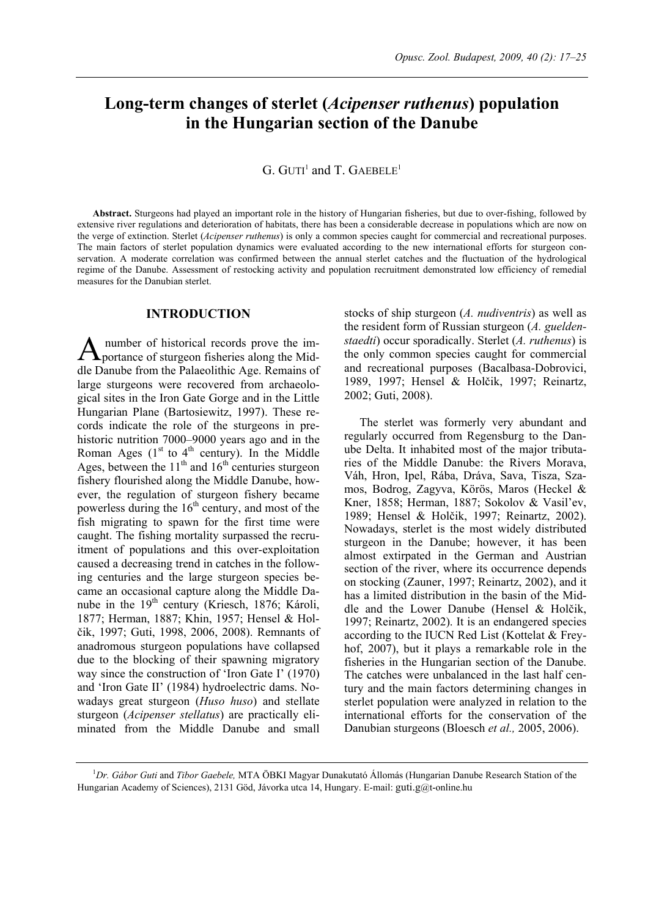# Long-term changes of sterlet (*Acipenser ruthenus*) population in the Hungarian section of the Danube

G. GUTI[1] and T. GAEBELE[1]

**Abstract.** Sturgeons had played an important role in the history of Hungarian fisheries, but due to over-fishing, followed by extensive river regulations and deterioration of habitats, there has been a considerable decrease in populations which are now on the verge of extinction. Sterlet (*Acipenser ruthenus*) is only a common species caught for commercial and recreational purposes. The main factors of sterlet population dynamics were evaluated according to the new international efforts for sturgeon conservation. A moderate correlation was confirmed between the annual sterlet catches and the fluctuation of the hydrological regime of the Danube. Assessment of restocking activity and population recruitment demonstrated low efficiency of remedial measures for the Danubian sterlet.

## INTRODUCTION

A number of historical records prove the importance of sturgeon fisheries along the Middle Danube from the Palaeolithic Age. Remains of large sturgeons were recovered from archaeological sites in the Iron Gate Gorge and in the Little Hungarian Plane (Bartosiewitz, 1997). These records indicate the role of the sturgeons in prehistoric nutrition 7000–9000 years ago and in the Roman Ages (1st to 4th century). In the Middle Ages, between the 11th and 16th centuries sturgeon fishery flourished along the Middle Danube, however, the regulation of sturgeon fishery became powerless during the 16th century, and most of the fish migrating to spawn for the first time were caught. The fishing mortality surpassed the recruitment of populations and this over-exploitation caused a decreasing trend in catches in the following centuries and the large sturgeon species became an occasional capture along the Middle Danube in the 19th century (Kriesch, 1876; Károli, 1877; Herman, 1887; Khin, 1957; Hensel & Holčik, 1997; Guti, 1998, 2006, 2008). Remnants of anadromous sturgeon populations have collapsed due to the blocking of their spawning migratory way since the construction of 'Iron Gate I' (1970) and 'Iron Gate II' (1984) hydroelectric dams. Nowadays great sturgeon (*Huso huso*) and stellate sturgeon (*Acipenser stellatus*) are practically eliminated from the Middle Danube and small stocks of ship sturgeon (*A. nudiventris*) as well as the resident form of Russian sturgeon (*A. gueldenstaedti*) occur sporadically. Sterlet (*A. ruthenus*) is the only common species caught for commercial and recreational purposes (Bacalbasa-Dobrovici, 1989, 1997; Hensel & Holčik, 1997; Reinartz, 2002; Guti, 2008).

The sterlet was formerly very abundant and regularly occurred from Regensburg to the Danube Delta. It inhabited most of the major tributaries of the Middle Danube: the Rivers Morava, Váh, Hron, Ipel, Rába, Dráva, Sava, Tisza, Szamos, Bodrog, Zagyva, Körös, Maros (Heckel & Kner, 1858; Herman, 1887; Sokolov & Vasil'ev, 1989; Hensel & Holčik, 1997; Reinartz, 2002). Nowadays, sterlet is the most widely distributed sturgeon in the Danube; however, it has been almost extirpated in the German and Austrian section of the river, where its occurrence depends on stocking (Zauner, 1997; Reinartz, 2002), and it has a limited distribution in the basin of the Middle and the Lower Danube (Hensel & Holčik, 1997; Reinartz, 2002). It is an endangered species according to the IUCN Red List (Kottelat & Freyhof, 2007), but it plays a remarkable role in the fisheries in the Hungarian section of the Danube. The catches were unbalanced in the last half century and the main factors determining changes in sterlet population were analyzed in relation to the international efforts for the conservation of the Danubian sturgeons (Bloesch *et al.,* 2005, 2006).

[1]*Dr. Gábor Guti* and *Tibor Gaebele,* MTA ÖBKI Magyar Dunakutató Állomás (Hungarian Danube Research Station of the Hungarian Academy of Sciences), 2131 Göd, Jávorka utca 14, Hungary. E-mail: guti.g@t-online.hu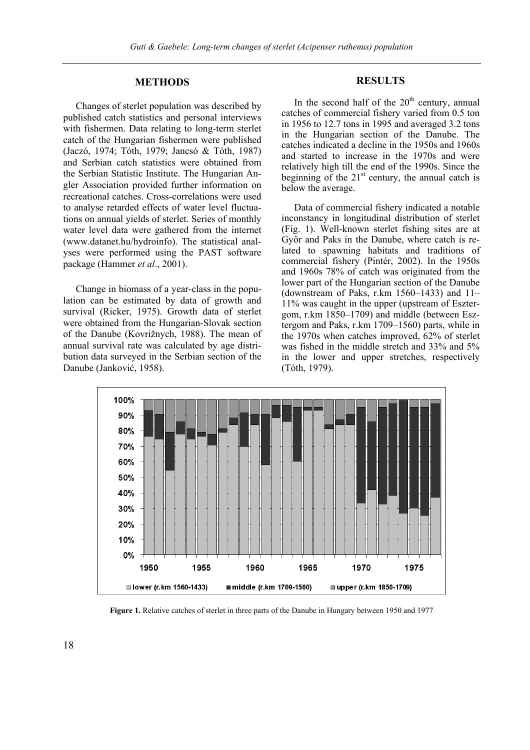## METHODS

Changes of sterlet population was described by published catch statistics and personal interviews with fishermen. Data relating to long-term sterlet catch of the Hungarian fishermen were published (Jaczó, 1974; Tóth, 1979; Jancsó & Tóth, 1987) and Serbian catch statistics were obtained from the Serbian Statistic Institute. The Hungarian Angler Association provided further information on recreational catches. Cross-correlations were used to analyse retarded effects of water level fluctuations on annual yields of sterlet. Series of monthly water level data were gathered from the internet (www.datanet.hu/hydroinfo). The statistical analyses were performed using the PAST software package (Hammer *et al*., 2001).

Change in biomass of a year-class in the population can be estimated by data of growth and survival (Ricker, 1975). Growth data of sterlet were obtained from the Hungarian-Slovak section of the Danube (Kovrižnych, 1988). The mean of annual survival rate was calculated by age distribution data surveyed in the Serbian section of the Danube (Janković, 1958).

## RESULTS

In the second half of the $20^{th}$ century, annual catches of commercial fishery varied from 0.5 ton in 1956 to 12.7 tons in 1995 and averaged 3.2 tons in the Hungarian section of the Danube. The catches indicated a decline in the 1950s and 1960s and started to increase in the 1970s and were relatively high till the end of the 1990s. Since the beginning of the $21^{st}$ century, the annual catch is below the average.

Data of commercial fishery indicated a notable inconstancy in longitudinal distribution of sterlet (Fig. 1). Well-known sterlet fishing sites are at Győr and Paks in the Danube, where catch is related to spawning habitats and traditions of commercial fishery (Pintér, 2002). In the 1950s and 1960s 78% of catch was originated from the lower part of the Hungarian section of the Danube (downstream of Paks, r.km 1560–1433) and 11–11% was caught in the upper (upstream of Esztergom, r.km 1850–1709) and middle (between Esztergom and Paks, r.km 1709–1560) parts, while in the 1970s when catches improved, 62% of sterlet was fished in the middle stretch and 33% and 5% in the lower and upper stretches, respectively (Tóth, 1979).

**Figure 1.** Relative catches of sterlet in three parts of the Danube in Hungary between 1950 and 1977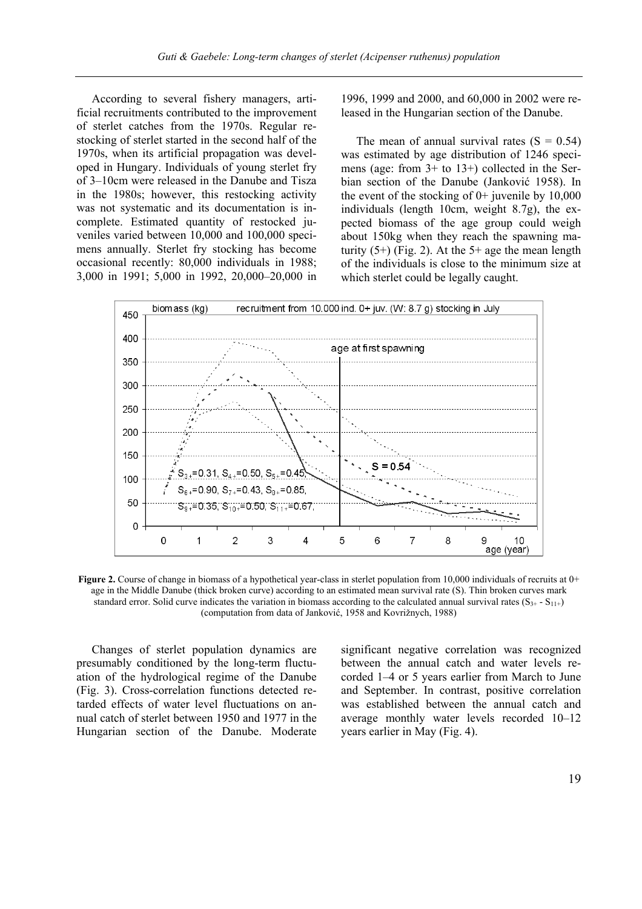According to several fishery managers, artificial recruitments contributed to the improvement of sterlet catches from the 1970s. Regular restocking of sterlet started in the second half of the 1970s, when its artificial propagation was developed in Hungary. Individuals of young sterlet fry of 3–10cm were released in the Danube and Tisza in the 1980s; however, this restocking activity was not systematic and its documentation is incomplete. Estimated quantity of restocked juveniles varied between 10,000 and 100,000 specimens annually. Sterlet fry stocking has become occasional recently: 80,000 individuals in 1988; 3,000 in 1991; 5,000 in 1992, 20,000–20,000 in 1996, 1999 and 2000, and 60,000 in 2002 were released in the Hungarian section of the Danube.

The mean of annual survival rates ($S = 0.54$) was estimated by age distribution of 1246 specimens (age: from 3+ to 13+) collected in the Serbian section of the Danube (Janković 1958). In the event of the stocking of 0+ juvenile by 10,000 individuals (length 10cm, weight 8.7g), the expected biomass of the age group could weigh about 150kg when they reach the spawning maturity (5+) (Fig. 2). At the 5+ age the mean length of the individuals is close to the minimum size at which sterlet could be legally caught.

**Figure 2.** Course of change in biomass of a hypothetical year-class in sterlet population from 10,000 individuals of recruits at 0+ age in the Middle Danube (thick broken curve) according to an estimated mean survival rate (S). Thin broken curves mark standard error. Solid curve indicates the variation in biomass according to the calculated annual survival rates ($S_{3+}$ - $S_{11+}$) (computation from data of Janković, 1958 and Kovrižnych, 1988)

Changes of sterlet population dynamics are presumably conditioned by the long-term fluctuation of the hydrological regime of the Danube (Fig. 3). Cross-correlation functions detected retarded effects of water level fluctuations on annual catch of sterlet between 1950 and 1977 in the Hungarian section of the Danube. Moderate significant negative correlation was recognized between the annual catch and water levels recorded 1–4 or 5 years earlier from March to June and September. In contrast, positive correlation was established between the annual catch and average monthly water levels recorded 10–12 years earlier in May (Fig. 4).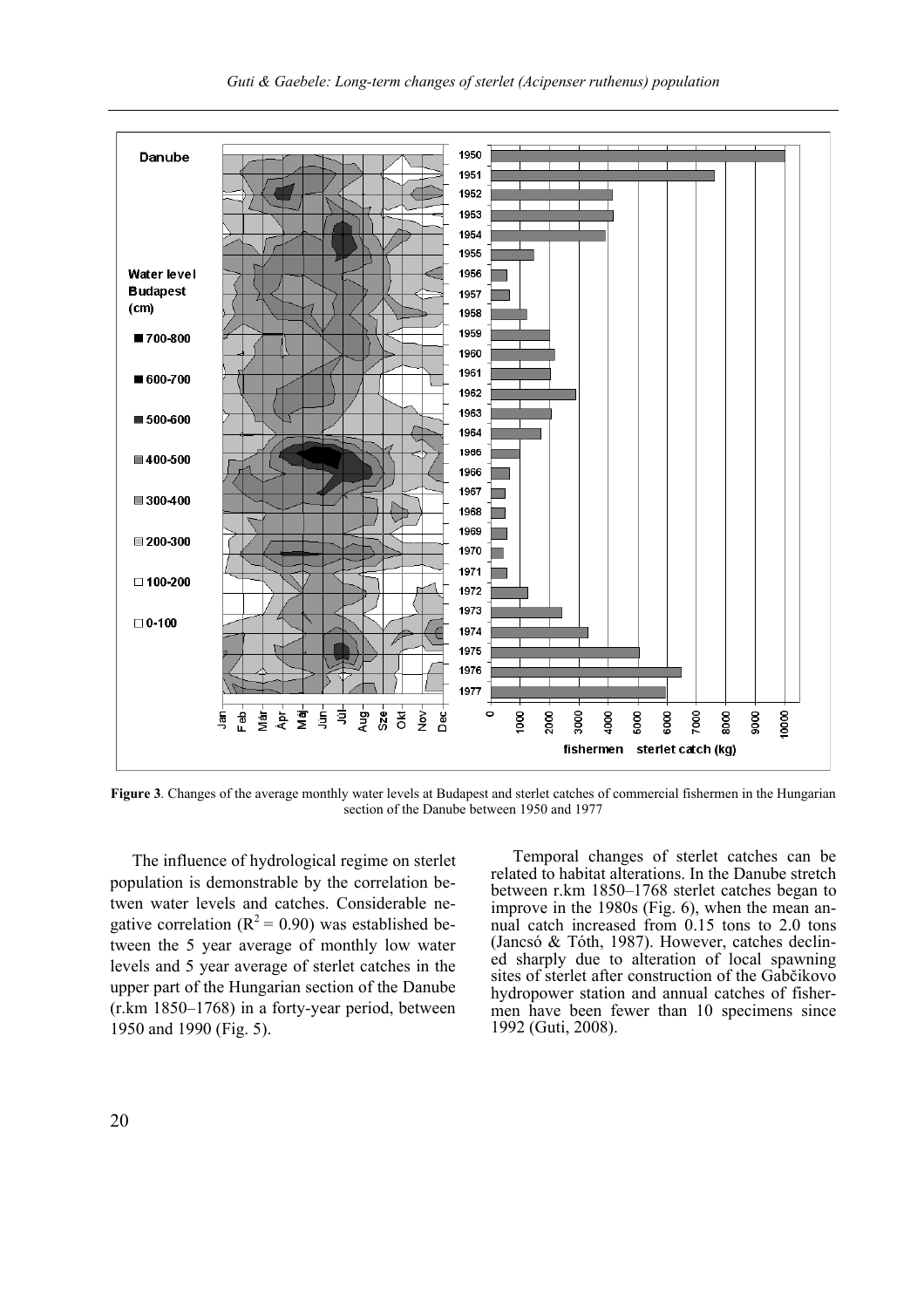**Figure 3**. Changes of the average monthly water levels at Budapest and sterlet catches of commercial fishermen in the Hungarian section of the Danube between 1950 and 1977

The influence of hydrological regime on sterlet population is demonstrable by the correlation betwen water levels and catches. Considerable negative correlation ($R^2 = 0.90$) was established between the 5 year average of monthly low water levels and 5 year average of sterlet catches in the upper part of the Hungarian section of the Danube (r.km 1850–1768) in a forty-year period, between 1950 and 1990 (Fig. 5).

Temporal changes of sterlet catches can be related to habitat alterations. In the Danube stretch between r.km 1850–1768 sterlet catches began to improve in the 1980s (Fig. 6), when the mean annual catch increased from 0.15 tons to 2.0 tons (Jancsó & Tóth, 1987). However, catches declined sharply due to alteration of local spawning sites of sterlet after construction of the Gabčikovo hydropower station and annual catches of fishermen have been fewer than 10 specimens since 1992 (Guti, 2008).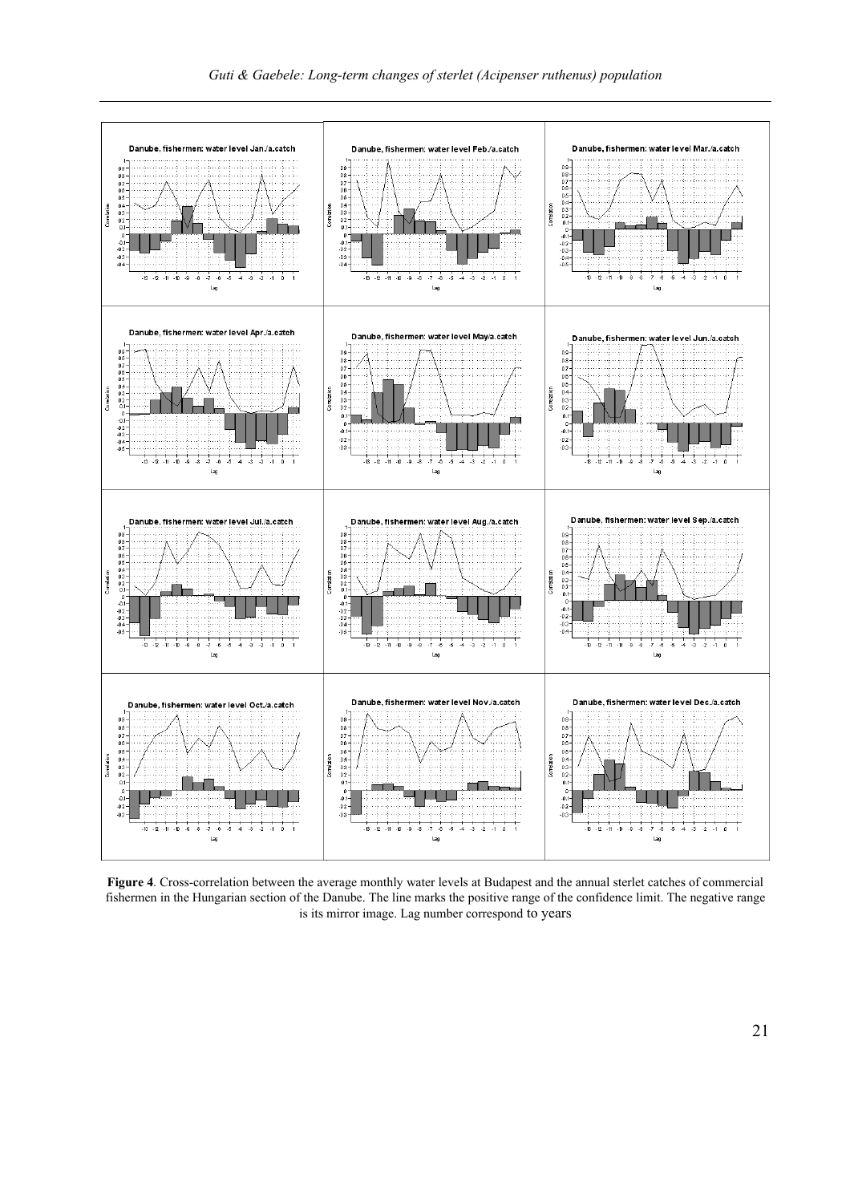**Figure 4**. Cross-correlation between the average monthly water levels at Budapest and the annual sterlet catches of commercial fishermen in the Hungarian section of the Danube. The line marks the positive range of the confidence limit. The negative range is its mirror image. Lag number correspond to years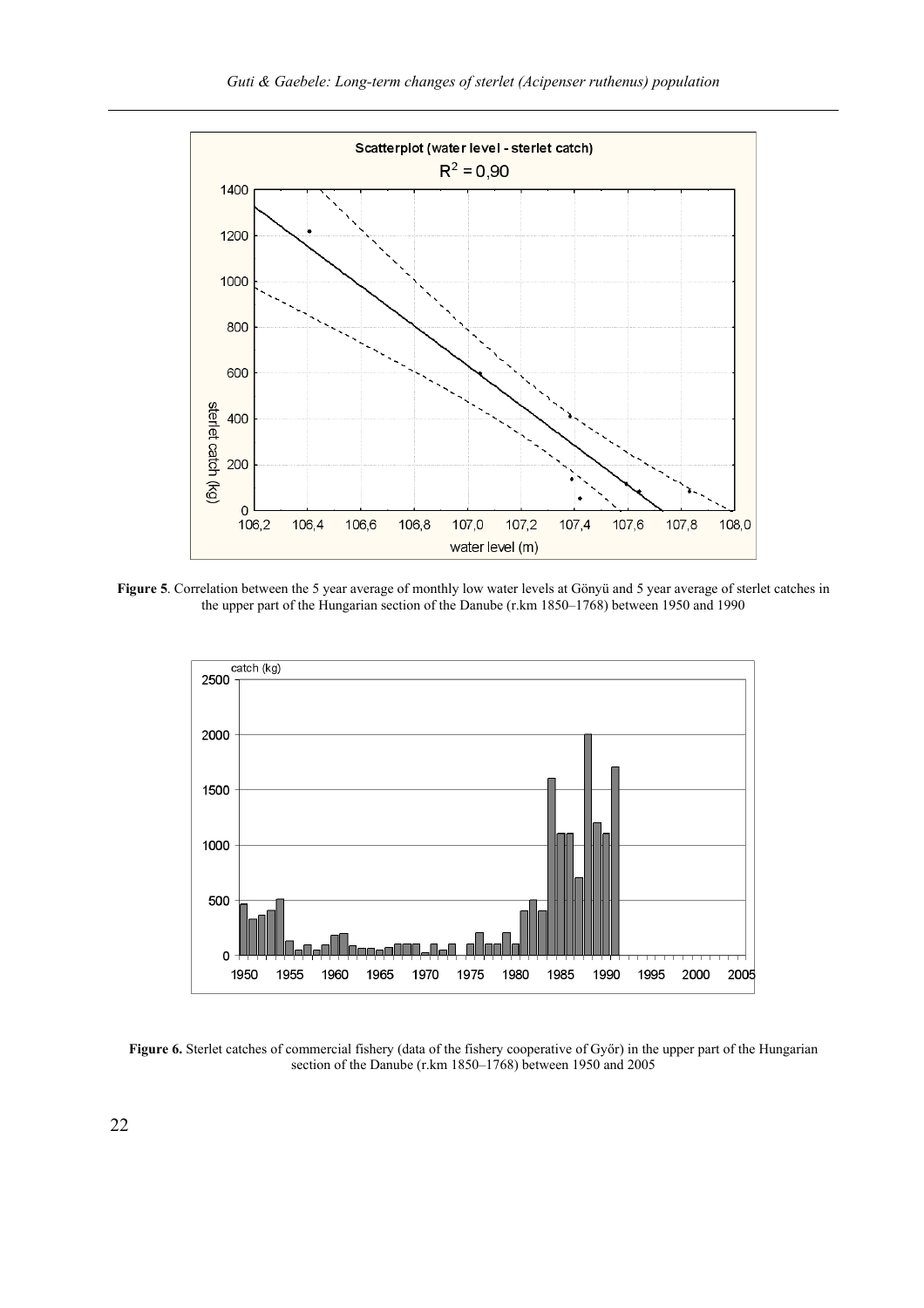**Figure 5**. Correlation between the 5 year average of monthly low water levels at Gönyü and 5 year average of sterlet catches in the upper part of the Hungarian section of the Danube (r.km 1850–1768) between 1950 and 1990

**Figure 6.** Sterlet catches of commercial fishery (data of the fishery cooperative of Győr) in the upper part of the Hungarian section of the Danube (r.km 1850–1768) between 1950 and 2005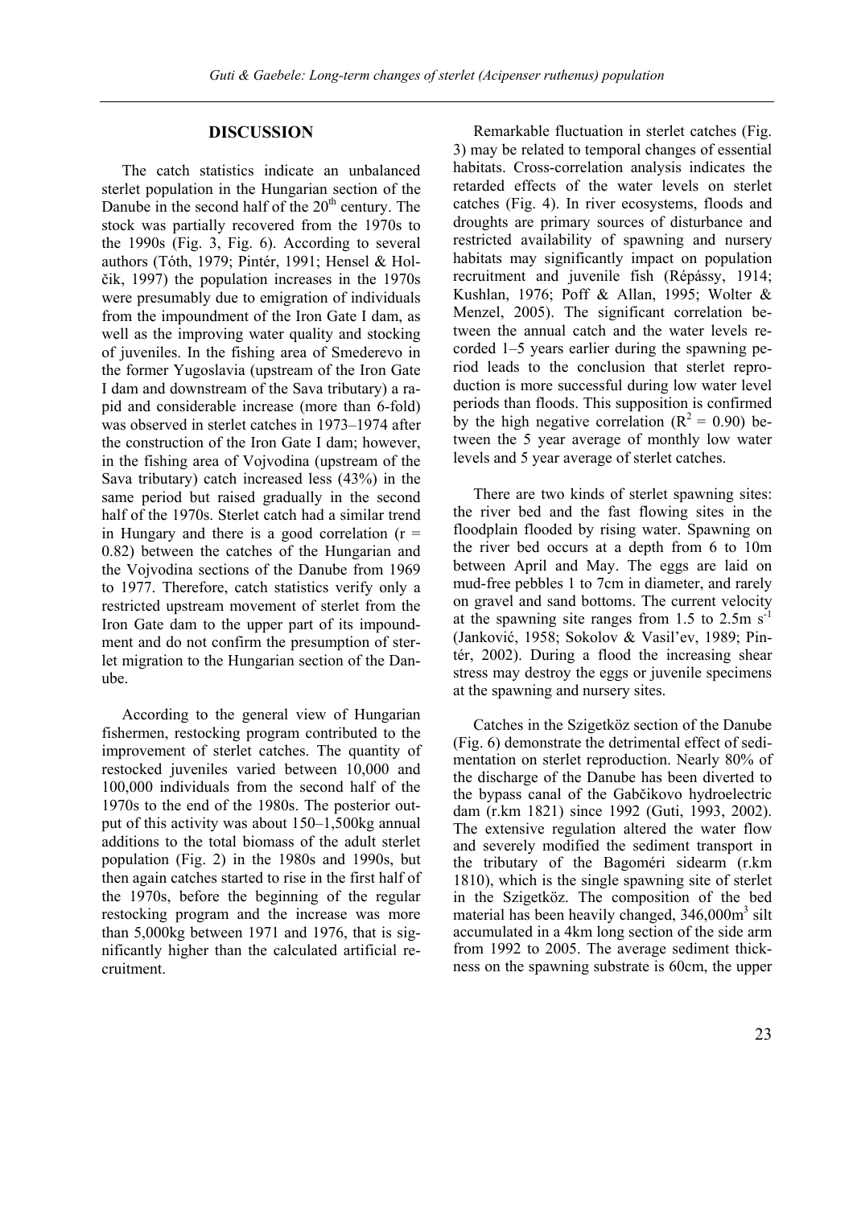## DISCUSSION

The catch statistics indicate an unbalanced sterlet population in the Hungarian section of the Danube in the second half of the $20^{th}$ century. The stock was partially recovered from the 1970s to the 1990s (Fig. 3, Fig. 6). According to several authors (Tóth, 1979; Pintér, 1991; Hensel & Holčik, 1997) the population increases in the 1970s were presumably due to emigration of individuals from the impoundment of the Iron Gate I dam, as well as the improving water quality and stocking of juveniles. In the fishing area of Smederevo in the former Yugoslavia (upstream of the Iron Gate I dam and downstream of the Sava tributary) a rapid and considerable increase (more than 6-fold) was observed in sterlet catches in 1973–1974 after the construction of the Iron Gate I dam; however, in the fishing area of Vojvodina (upstream of the Sava tributary) catch increased less (43%) in the same period but raised gradually in the second half of the 1970s. Sterlet catch had a similar trend in Hungary and there is a good correlation ($r = 0.82$) between the catches of the Hungarian and the Vojvodina sections of the Danube from 1969 to 1977. Therefore, catch statistics verify only a restricted upstream movement of sterlet from the Iron Gate dam to the upper part of its impoundment and do not confirm the presumption of sterlet migration to the Hungarian section of the Danube.

According to the general view of Hungarian fishermen, restocking program contributed to the improvement of sterlet catches. The quantity of restocked juveniles varied between 10,000 and 100,000 individuals from the second half of the 1970s to the end of the 1980s. The posterior output of this activity was about 150–1,500kg annual additions to the total biomass of the adult sterlet population (Fig. 2) in the 1980s and 1990s, but then again catches started to rise in the first half of the 1970s, before the beginning of the regular restocking program and the increase was more than 5,000kg between 1971 and 1976, that is significantly higher than the calculated artificial recruitment.

Remarkable fluctuation in sterlet catches (Fig. 3) may be related to temporal changes of essential habitats. Cross-correlation analysis indicates the retarded effects of the water levels on sterlet catches (Fig. 4). In river ecosystems, floods and droughts are primary sources of disturbance and restricted availability of spawning and nursery habitats may significantly impact on population recruitment and juvenile fish (Répássy, 1914; Kushlan, 1976; Poff & Allan, 1995; Wolter & Menzel, 2005). The significant correlation between the annual catch and the water levels recorded 1–5 years earlier during the spawning period leads to the conclusion that sterlet reproduction is more successful during low water level periods than floods. This supposition is confirmed by the high negative correlation ($R^2 = 0.90$) between the 5 year average of monthly low water levels and 5 year average of sterlet catches.

There are two kinds of sterlet spawning sites: the river bed and the fast flowing sites in the floodplain flooded by rising water. Spawning on the river bed occurs at a depth from 6 to 10m between April and May. The eggs are laid on mud-free pebbles 1 to 7cm in diameter, and rarely on gravel and sand bottoms. The current velocity at the spawning site ranges from 1.5 to 2.5m $s^{-1}$ (Janković, 1958; Sokolov & Vasil'ev, 1989; Pintér, 2002). During a flood the increasing shear stress may destroy the eggs or juvenile specimens at the spawning and nursery sites.

Catches in the Szigetköz section of the Danube (Fig. 6) demonstrate the detrimental effect of sedimentation on sterlet reproduction. Nearly 80% of the discharge of the Danube has been diverted to the bypass canal of the Gabčikovo hydroelectric dam (r.km 1821) since 1992 (Guti, 1993, 2002). The extensive regulation altered the water flow and severely modified the sediment transport in the tributary of the Bagoméri sidearm (r.km 1810), which is the single spawning site of sterlet in the Szigetköz. The composition of the bed material has been heavily changed, 346,000$m^3$ silt accumulated in a 4km long section of the side arm from 1992 to 2005. The average sediment thickness on the spawning substrate is 60cm, the upper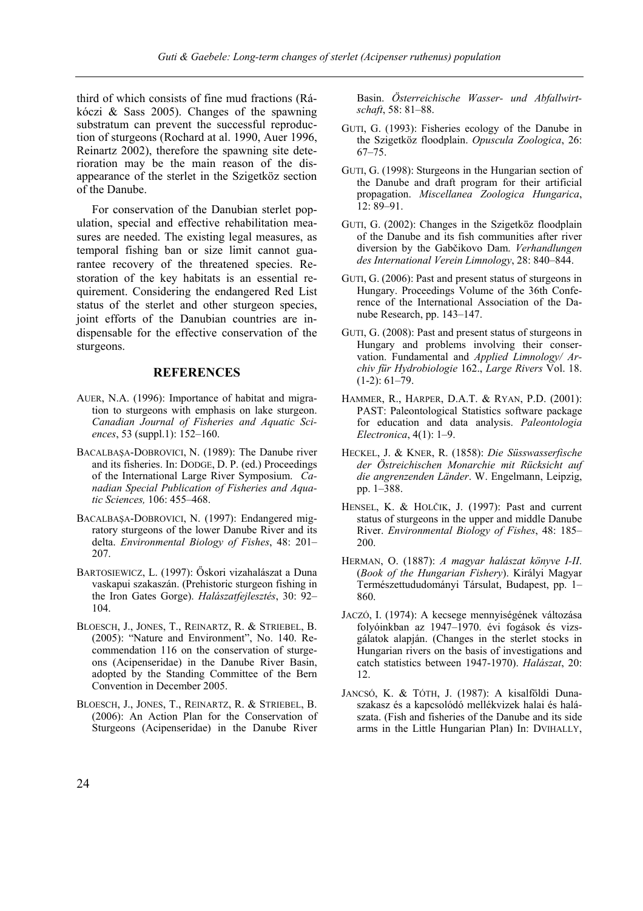third of which consists of fine mud fractions (Rákóczi & Sass 2005). Changes of the spawning substratum can prevent the successful reproduction of sturgeons (Rochard at al. 1990, Auer 1996, Reinartz 2002), therefore the spawning site deterioration may be the main reason of the disappearance of the sterlet in the Szigetköz section of the Danube.

For conservation of the Danubian sterlet population, special and effective rehabilitation measures are needed. The existing legal measures, as temporal fishing ban or size limit cannot guarantee recovery of the threatened species. Restoration of the key habitats is an essential requirement. Considering the endangered Red List status of the sterlet and other sturgeon species, joint efforts of the Danubian countries are indispensable for the effective conservation of the sturgeons.

## REFERENCES

AUER, N.A. (1996): Importance of habitat and migration to sturgeons with emphasis on lake sturgeon. *Canadian Journal of Fisheries and Aquatic Sciences*, 53 (suppl.1): 152–160.

BACALBAŞA-DOBROVICI, N. (1989): The Danube river and its fisheries. In: DODGE, D. P. (ed.) Proceedings of the International Large River Symposium. *Canadian Special Publication of Fisheries and Aquatic Sciences,* 106: 455–468.

BACALBAŞA-DOBROVICI, N. (1997): Endangered migratory sturgeons of the lower Danube River and its delta. *Environmental Biology of Fishes*, 48: 201–207.

BARTOSIEWICZ, L. (1997): Őskori vizahalászat a Duna vaskapui szakaszán. (Prehistoric sturgeon fishing in the Iron Gates Gorge). *Halászatfejlesztés*, 30: 92–104.

BLOESCH, J., JONES, T., REINARTZ, R. & STRIEBEL, B. (2005): "Nature and Environment", No. 140. Recommendation 116 on the conservation of sturgeons (Acipenseridae) in the Danube River Basin, adopted by the Standing Committee of the Bern Convention in December 2005.

BLOESCH, J., JONES, T., REINARTZ, R. & STRIEBEL, B. (2006): An Action Plan for the Conservation of Sturgeons (Acipenseridae) in the Danube River Basin. *Österreichische Wasser- und Abfallwirtschaft*, 58: 81–88.

GUTI, G. (1993): Fisheries ecology of the Danube in the Szigetköz floodplain. *Opuscula Zoologica*, 26: 67–75.

GUTI, G. (1998): Sturgeons in the Hungarian section of the Danube and draft program for their artificial propagation. *Miscellanea Zoologica Hungarica*, 12: 89–91.

GUTI, G. (2002): Changes in the Szigetköz floodplain of the Danube and its fish communities after river diversion by the Gabčikovo Dam. *Verhandlungen des International Verein Limnology*, 28: 840–844.

GUTI, G. (2006): Past and present status of sturgeons in Hungary. Proceedings Volume of the 36th Conference of the International Association of the Danube Research, pp. 143–147.

GUTI, G. (2008): Past and present status of sturgeons in Hungary and problems involving their conservation. Fundamental and *Applied Limnology/ Archiv für Hydrobiologie* 162., *Large Rivers* Vol. 18. (1-2): 61–79.

HAMMER, R., HARPER, D.A.T. & RYAN, P.D. (2001): PAST: Paleontological Statistics software package for education and data analysis. *Paleontologia Electronica*, 4(1): 1–9.

HECKEL, J. & KNER, R. (1858): *Die Süsswasserfische der Östreichischen Monarchie mit Rücksicht auf die angrenzenden Länder*. W. Engelmann, Leipzig, pp. 1–388.

HENSEL, K. & HOLČIK, J. (1997): Past and current status of sturgeons in the upper and middle Danube River. *Environmental Biology of Fishes*, 48: 185–200.

HERMAN, O. (1887): *A magyar halászat könyve I-II*. (*Book of the Hungarian Fishery*). Királyi Magyar Természettududományi Társulat, Budapest, pp. 1–860.

JACZÓ, I. (1974): A kecsege mennyiségének változása folyóinkban az 1947–1970. évi fogások és vizsgálatok alapján. (Changes in the sterlet stocks in Hungarian rivers on the basis of investigations and catch statistics between 1947-1970). *Halászat*, 20: 12.

JANCSÓ, K. & TÓTH, J. (1987): A kisalföldi Dunaszakasz és a kapcsolódó mellékvizek halai és halászata. (Fish and fisheries of the Danube and its side arms in the Little Hungarian Plan) In: DVIHALLY,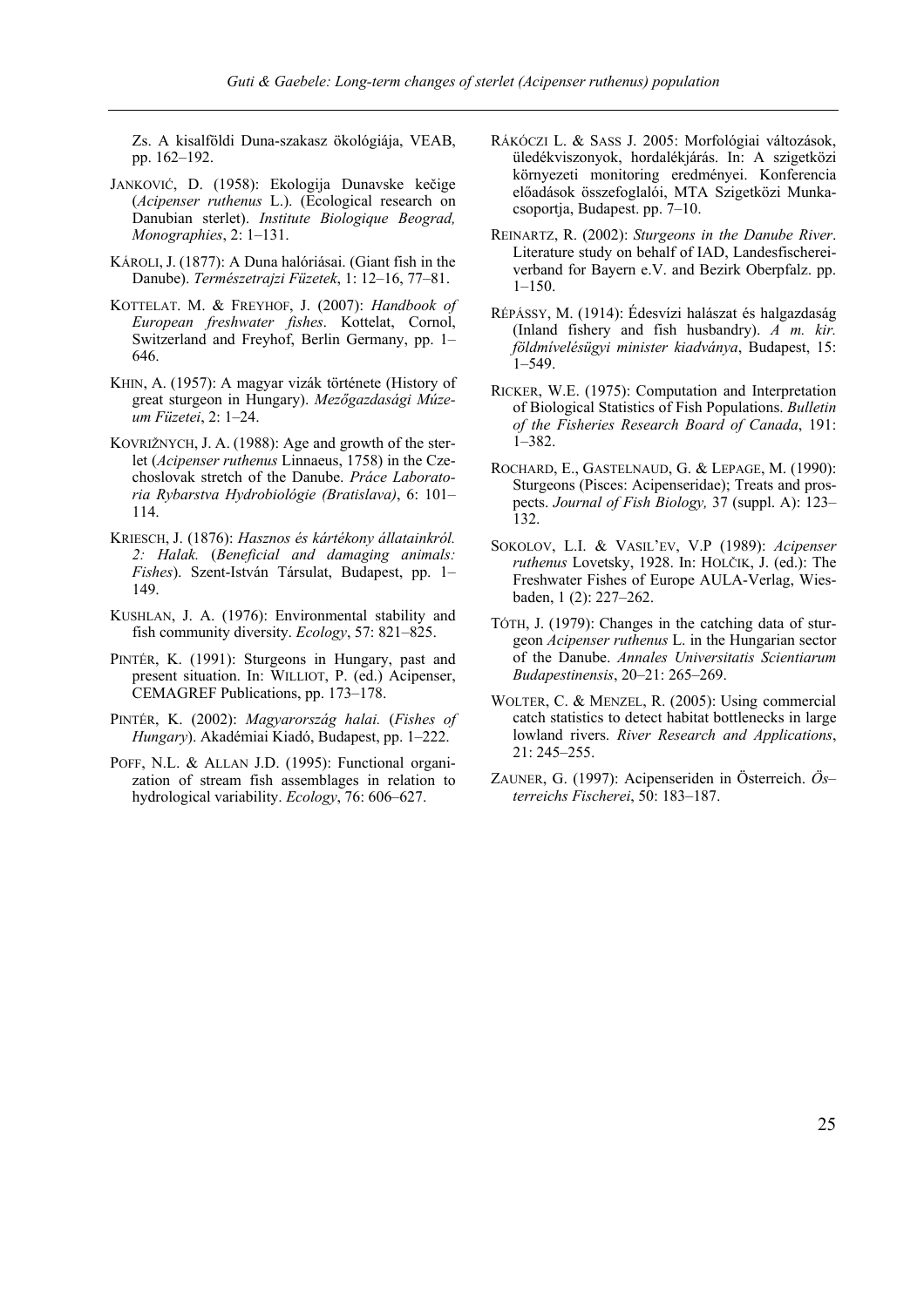Zs. A kisalföldi Duna-szakasz ökológiája, VEAB, pp. 162–192.

JANKOVIĆ, D. (1958): Ekologija Dunavske kečige (*Acipenser ruthenus* L.). (Ecological research on Danubian sterlet). *Institute Biologique Beograd, Monographies*, 2: 1–131.

KÁROLI, J. (1877): A Duna halóriásai. (Giant fish in the Danube). *Természetrajzi Füzetek*, 1: 12–16, 77–81.

KOTTELAT. M. & FREYHOF, J. (2007): *Handbook of European freshwater fishes*. Kottelat, Cornol, Switzerland and Freyhof, Berlin Germany, pp. 1–646.

KHIN, A. (1957): A magyar vizák története (History of great sturgeon in Hungary). *Mezőgazdasági Múzeum Füzetei*, 2: 1–24.

KOVRIŽNYCH, J. A. (1988): Age and growth of the sterlet (*Acipenser ruthenus* Linnaeus, 1758) in the Czechoslovak stretch of the Danube. *Práce Laboratoria Rybarstva Hydrobiológie (Bratislava)*, 6: 101–114.

KRIESCH, J. (1876): *Hasznos és kártékony állatainkról. 2: Halak.* (*Beneficial and damaging animals: Fishes*). Szent-István Társulat, Budapest, pp. 1–149.

KUSHLAN, J. A. (1976): Environmental stability and fish community diversity. *Ecology*, 57: 821–825.

PINTÉR, K. (1991): Sturgeons in Hungary, past and present situation. In: WILLIOT, P. (ed.) Acipenser, CEMAGREF Publications, pp. 173–178.

PINTÉR, K. (2002): *Magyarország halai.* (*Fishes of Hungary*). Akadémiai Kiadó, Budapest, pp. 1–222.

POFF, N.L. & ALLAN J.D. (1995): Functional organization of stream fish assemblages in relation to hydrological variability. *Ecology*, 76: 606–627.

RÁKÓCZI L. & SASS J. 2005: Morfológiai változások, üledékviszonyok, hordalékjárás. In: A szigetközi környezeti monitoring eredményei. Konferencia előadások összefoglalói, MTA Szigetközi Munkacsoportja, Budapest. pp. 7–10.

REINARTZ, R. (2002): *Sturgeons in the Danube River*. Literature study on behalf of IAD, Landesfischereiverband for Bayern e.V. and Bezirk Oberpfalz. pp. 1–150.

RÉPÁSSY, M. (1914): Édesvízi halászat és halgazdaság (Inland fishery and fish husbandry). *A m. kir. földmívelésügyi minister kiadványa*, Budapest, 15: 1–549.

RICKER, W.E. (1975): Computation and Interpretation of Biological Statistics of Fish Populations. *Bulletin of the Fisheries Research Board of Canada*, 191: 1–382.

ROCHARD, E., GASTELNAUD, G. & LEPAGE, M. (1990): Sturgeons (Pisces: Acipenseridae); Treats and prospects. *Journal of Fish Biology,* 37 (suppl. A): 123–132.

SOKOLOV, L.I. & VASIL'EV, V.P (1989): *Acipenser ruthenus* Lovetsky, 1928. In: HOLČIK, J. (ed.): The Freshwater Fishes of Europe AULA-Verlag, Wiesbaden, 1 (2): 227–262.

TÓTH, J. (1979): Changes in the catching data of sturgeon *Acipenser ruthenus* L. in the Hungarian sector of the Danube. *Annales Universitatis Scientiarum Budapestinensis*, 20–21: 265–269.

WOLTER, C. & MENZEL, R. (2005): Using commercial catch statistics to detect habitat bottlenecks in large lowland rivers. *River Research and Applications*, 21: 245–255.

ZAUNER, G. (1997): Acipenseriden in Österreich. *Österreichs Fischerei*, 50: 183–187.